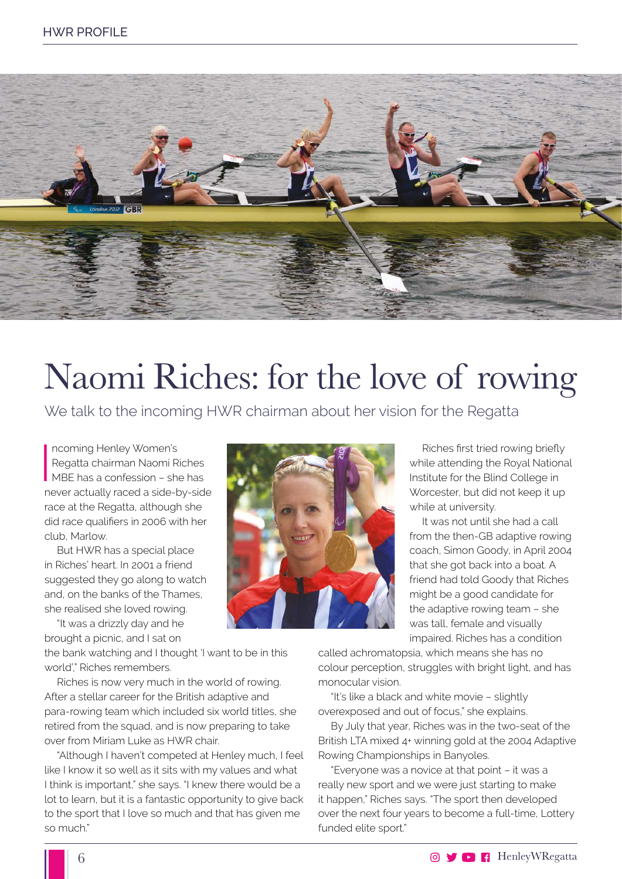# Naomi Riches: for the love of rowing

We talk to the incoming HWR chairman about her vision for the Regatta

Incoming Henley Women's Regatta chairman Naomi Riches MBE has a confession – she has never actually raced a side-by-side race at the Regatta, although she did race qualifiers in 2006 with her club, Marlow.

But HWR has a special place in Riches' heart. In 2001 a friend suggested they go along to watch and, on the banks of the Thames, she realised she loved rowing.

"It was a drizzly day and he brought a picnic, and I sat on the bank watching and I thought 'I want to be in this world'," Riches remembers.

Riches is now very much in the world of rowing. After a stellar career for the British adaptive and para-rowing team which included six world titles, she retired from the squad, and is now preparing to take over from Miriam Luke as HWR chair.

"Although I haven't competed at Henley much, I feel like I know it so well as it sits with my values and what I think is important," she says. "I knew there would be a lot to learn, but it is a fantastic opportunity to give back to the sport that I love so much and that has given me so much."

Riches first tried rowing briefly while attending the Royal National Institute for the Blind College in Worcester, but did not keep it up while at university.

It was not until she had a call from the then-GB adaptive rowing coach, Simon Goody, in April 2004 that she got back into a boat. A friend had told Goody that Riches might be a good candidate for the adaptive rowing team – she was tall, female and visually impaired. Riches has a condition called achromatopsia, which means she has no colour perception, struggles with bright light, and has monocular vision.

"It's like a black and white movie – slightly overexposed and out of focus," she explains.

By July that year, Riches was in the two-seat of the British LTA mixed 4+ winning gold at the 2004 Adaptive Rowing Championships in Banyoles.

"Everyone was a novice at that point – it was a really new sport and we were just starting to make it happen," Riches says. "The sport then developed over the next four years to become a full-time, Lottery funded elite sport."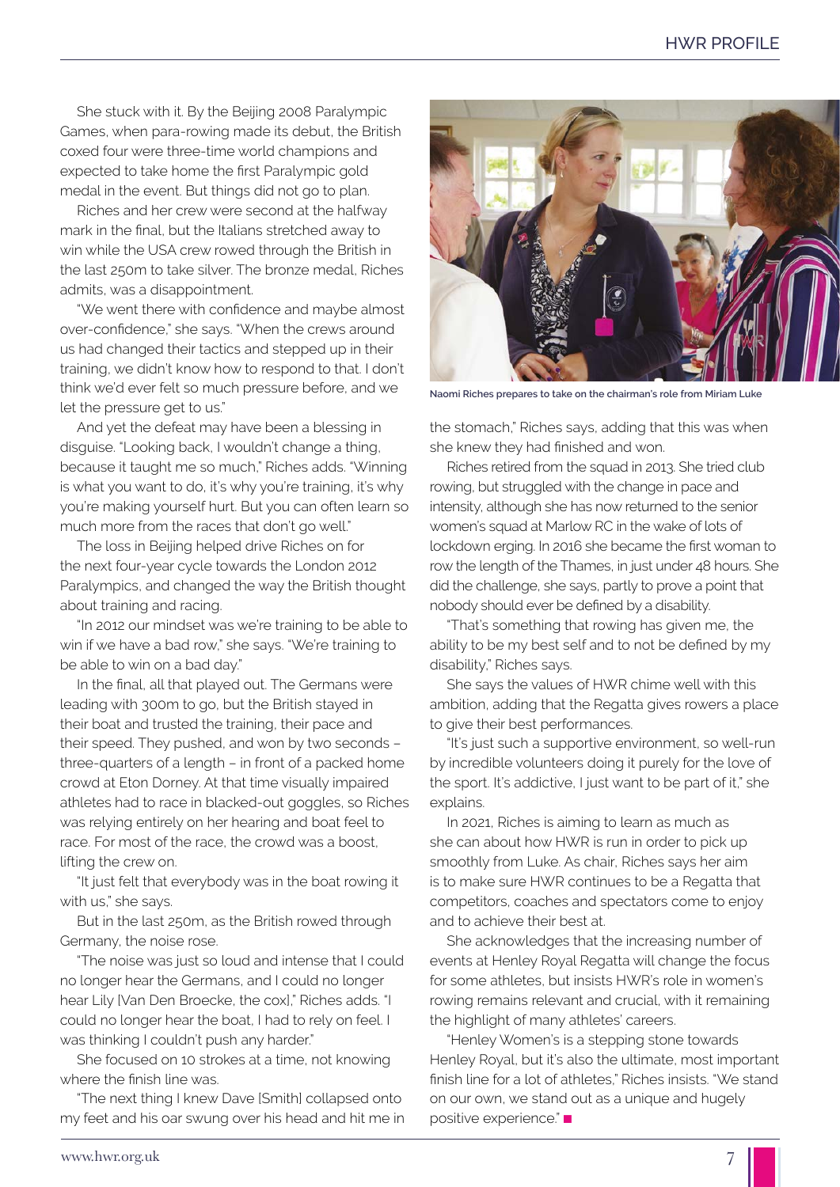She stuck with it. By the Beijing 2008 Paralympic Games, when para-rowing made its debut, the British coxed four were three-time world champions and expected to take home the first Paralympic gold medal in the event. But things did not go to plan.

Riches and her crew were second at the halfway mark in the final, but the Italians stretched away to win while the USA crew rowed through the British in the last 250m to take silver. The bronze medal, Riches admits, was a disappointment.

"We went there with confidence and maybe almost over-confidence," she says. "When the crews around us had changed their tactics and stepped up in their training, we didn't know how to respond to that. I don't think we'd ever felt so much pressure before, and we let the pressure get to us."

And yet the defeat may have been a blessing in disguise. "Looking back, I wouldn't change a thing, because it taught me so much," Riches adds. "Winning is what you want to do, it's why you're training, it's why you're making yourself hurt. But you can often learn so much more from the races that don't go well."

The loss in Beijing helped drive Riches on for the next four-year cycle towards the London 2012 Paralympics, and changed the way the British thought about training and racing.

"In 2012 our mindset was we're training to be able to win if we have a bad row," she says. "We're training to be able to win on a bad day."

In the final, all that played out. The Germans were leading with 300m to go, but the British stayed in their boat and trusted the training, their pace and their speed. They pushed, and won by two seconds – three-quarters of a length – in front of a packed home crowd at Eton Dorney. At that time visually impaired athletes had to race in blacked-out goggles, so Riches was relying entirely on her hearing and boat feel to race. For most of the race, the crowd was a boost, lifting the crew on.

"It just felt that everybody was in the boat rowing it with us," she says.

But in the last 250m, as the British rowed through Germany, the noise rose.

"The noise was just so loud and intense that I could no longer hear the Germans, and I could no longer hear Lily [Van Den Broecke, the cox]," Riches adds. "I could no longer hear the boat, I had to rely on feel. I was thinking I couldn't push any harder."

She focused on 10 strokes at a time, not knowing where the finish line was.

"The next thing I knew Dave [Smith] collapsed onto my feet and his oar swung over his head and hit me in the stomach," Riches says, adding that this was when she knew they had finished and won.

Naomi Riches prepares to take on the chairman's role from Miriam Luke

Riches retired from the squad in 2013. She tried club rowing, but struggled with the change in pace and intensity, although she has now returned to the senior women's squad at Marlow RC in the wake of lots of lockdown erging. In 2016 she became the first woman to row the length of the Thames, in just under 48 hours. She did the challenge, she says, partly to prove a point that nobody should ever be defined by a disability.

"That's something that rowing has given me, the ability to be my best self and to not be defined by my disability," Riches says.

She says the values of HWR chime well with this ambition, adding that the Regatta gives rowers a place to give their best performances.

"It's just such a supportive environment, so well-run by incredible volunteers doing it purely for the love of the sport. It's addictive, I just want to be part of it," she explains.

In 2021, Riches is aiming to learn as much as she can about how HWR is run in order to pick up smoothly from Luke. As chair, Riches says her aim is to make sure HWR continues to be a Regatta that competitors, coaches and spectators come to enjoy and to achieve their best at.

She acknowledges that the increasing number of events at Henley Royal Regatta will change the focus for some athletes, but insists HWR's role in women's rowing remains relevant and crucial, with it remaining the highlight of many athletes' careers.

"Henley Women's is a stepping stone towards Henley Royal, but it's also the ultimate, most important finish line for a lot of athletes," Riches insists. "We stand on our own, we stand out as a unique and hugely positive experience." ■